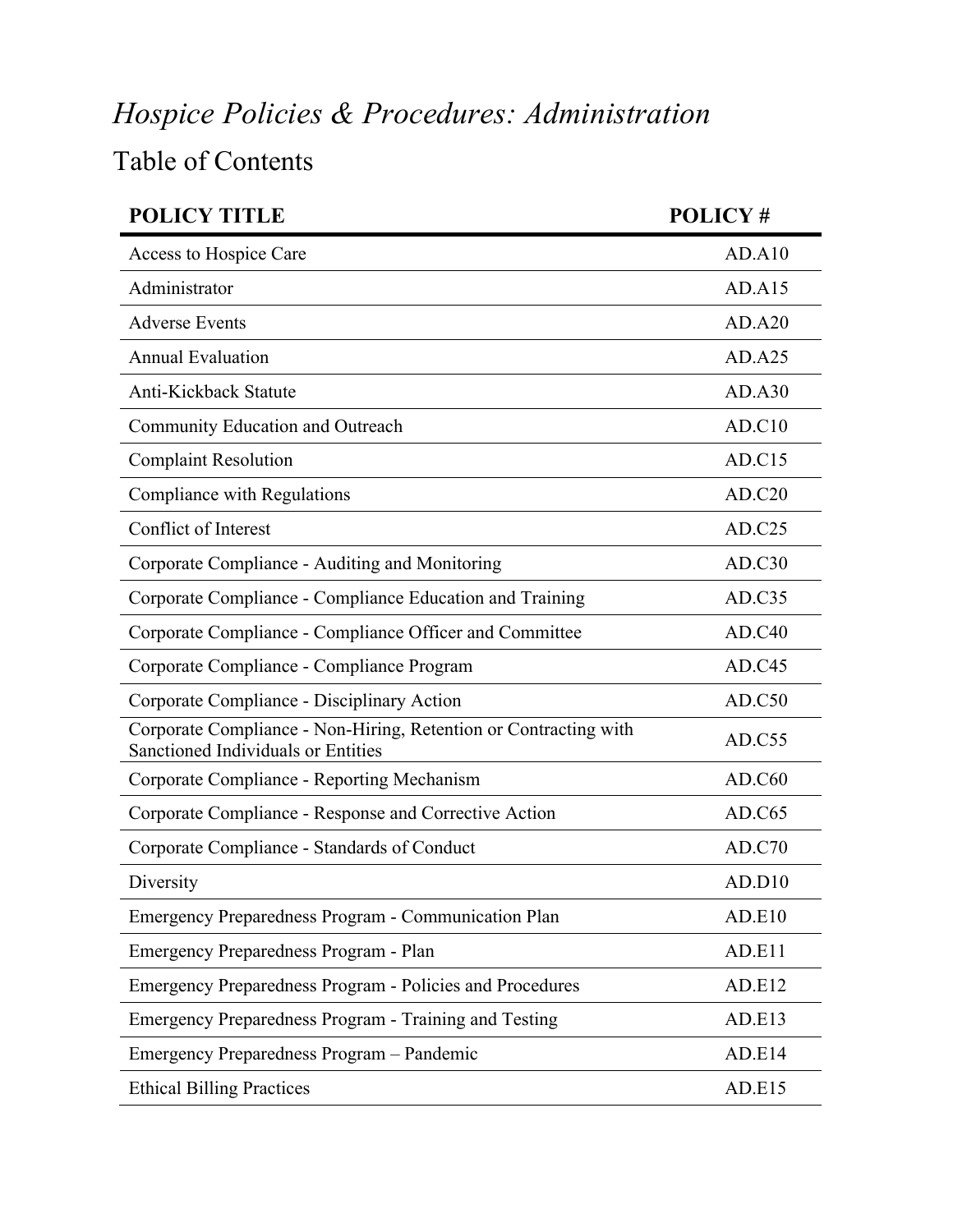# *Hospice Policies & Procedures: Administration*

## Table of Contents

| POLICY TITLE | POLICY # |
|---|---|
| Access to Hospice Care | AD.A10 |
| Administrator | AD.A15 |
| Adverse Events | AD.A20 |
| Annual Evaluation | AD.A25 |
| Anti-Kickback Statute | AD.A30 |
| Community Education and Outreach | AD.C10 |
| Complaint Resolution | AD.C15 |
| Compliance with Regulations | AD.C20 |
| Conflict of Interest | AD.C25 |
| Corporate Compliance - Auditing and Monitoring | AD.C30 |
| Corporate Compliance - Compliance Education and Training | AD.C35 |
| Corporate Compliance - Compliance Officer and Committee | AD.C40 |
| Corporate Compliance - Compliance Program | AD.C45 |
| Corporate Compliance - Disciplinary Action | AD.C50 |
| Corporate Compliance - Non-Hiring, Retention or Contracting with Sanctioned Individuals or Entities | AD.C55 |
| Corporate Compliance - Reporting Mechanism | AD.C60 |
| Corporate Compliance - Response and Corrective Action | AD.C65 |
| Corporate Compliance - Standards of Conduct | AD.C70 |
| Diversity | AD.D10 |
| Emergency Preparedness Program - Communication Plan | AD.E10 |
| Emergency Preparedness Program - Plan | AD.E11 |
| Emergency Preparedness Program - Policies and Procedures | AD.E12 |
| Emergency Preparedness Program - Training and Testing | AD.E13 |
| Emergency Preparedness Program – Pandemic | AD.E14 |
| Ethical Billing Practices | AD.E15 |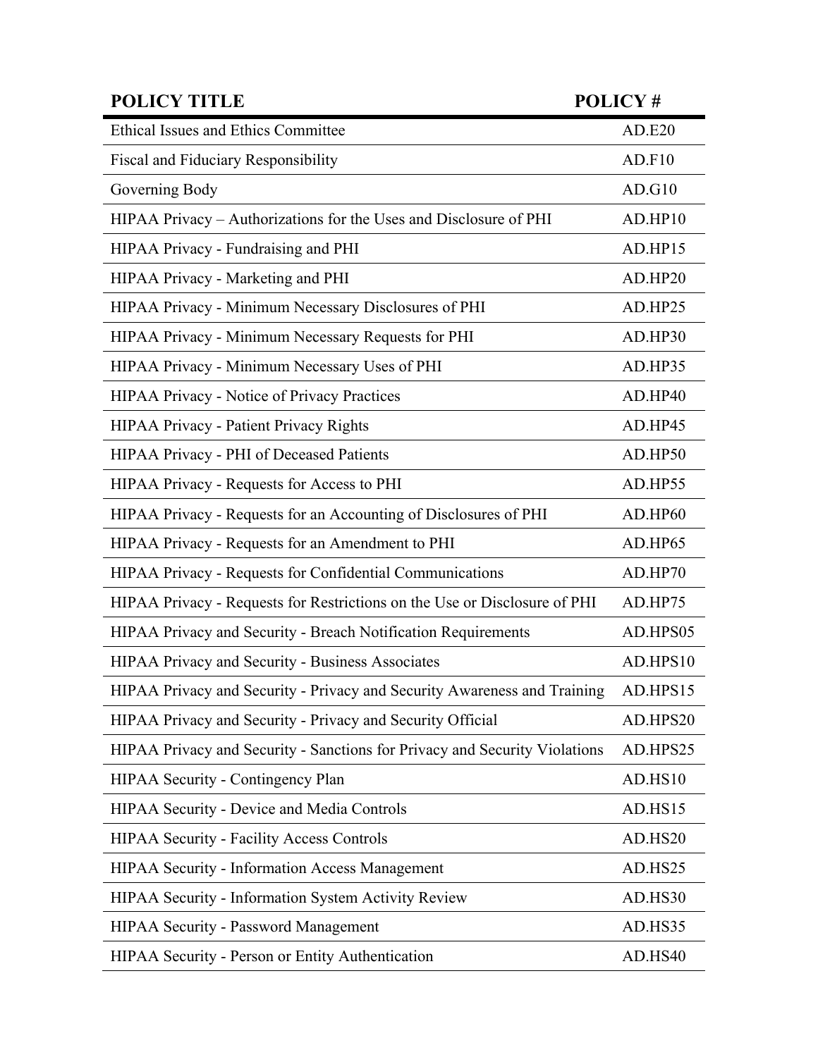| POLICY TITLE | POLICY # |
| --- | --- |
| Ethical Issues and Ethics Committee | AD.E20 |
| Fiscal and Fiduciary Responsibility | AD.F10 |
| Governing Body | AD.G10 |
| HIPAA Privacy – Authorizations for the Uses and Disclosure of PHI | AD.HP10 |
| HIPAA Privacy - Fundraising and PHI | AD.HP15 |
| HIPAA Privacy - Marketing and PHI | AD.HP20 |
| HIPAA Privacy - Minimum Necessary Disclosures of PHI | AD.HP25 |
| HIPAA Privacy - Minimum Necessary Requests for PHI | AD.HP30 |
| HIPAA Privacy - Minimum Necessary Uses of PHI | AD.HP35 |
| HIPAA Privacy - Notice of Privacy Practices | AD.HP40 |
| HIPAA Privacy - Patient Privacy Rights | AD.HP45 |
| HIPAA Privacy - PHI of Deceased Patients | AD.HP50 |
| HIPAA Privacy - Requests for Access to PHI | AD.HP55 |
| HIPAA Privacy - Requests for an Accounting of Disclosures of PHI | AD.HP60 |
| HIPAA Privacy - Requests for an Amendment to PHI | AD.HP65 |
| HIPAA Privacy - Requests for Confidential Communications | AD.HP70 |
| HIPAA Privacy - Requests for Restrictions on the Use or Disclosure of PHI | AD.HP75 |
| HIPAA Privacy and Security - Breach Notification Requirements | AD.HPS05 |
| HIPAA Privacy and Security - Business Associates | AD.HPS10 |
| HIPAA Privacy and Security - Privacy and Security Awareness and Training | AD.HPS15 |
| HIPAA Privacy and Security - Privacy and Security Official | AD.HPS20 |
| HIPAA Privacy and Security - Sanctions for Privacy and Security Violations | AD.HPS25 |
| HIPAA Security - Contingency Plan | AD.HS10 |
| HIPAA Security - Device and Media Controls | AD.HS15 |
| HIPAA Security - Facility Access Controls | AD.HS20 |
| HIPAA Security - Information Access Management | AD.HS25 |
| HIPAA Security - Information System Activity Review | AD.HS30 |
| HIPAA Security - Password Management | AD.HS35 |
| HIPAA Security - Person or Entity Authentication | AD.HS40 |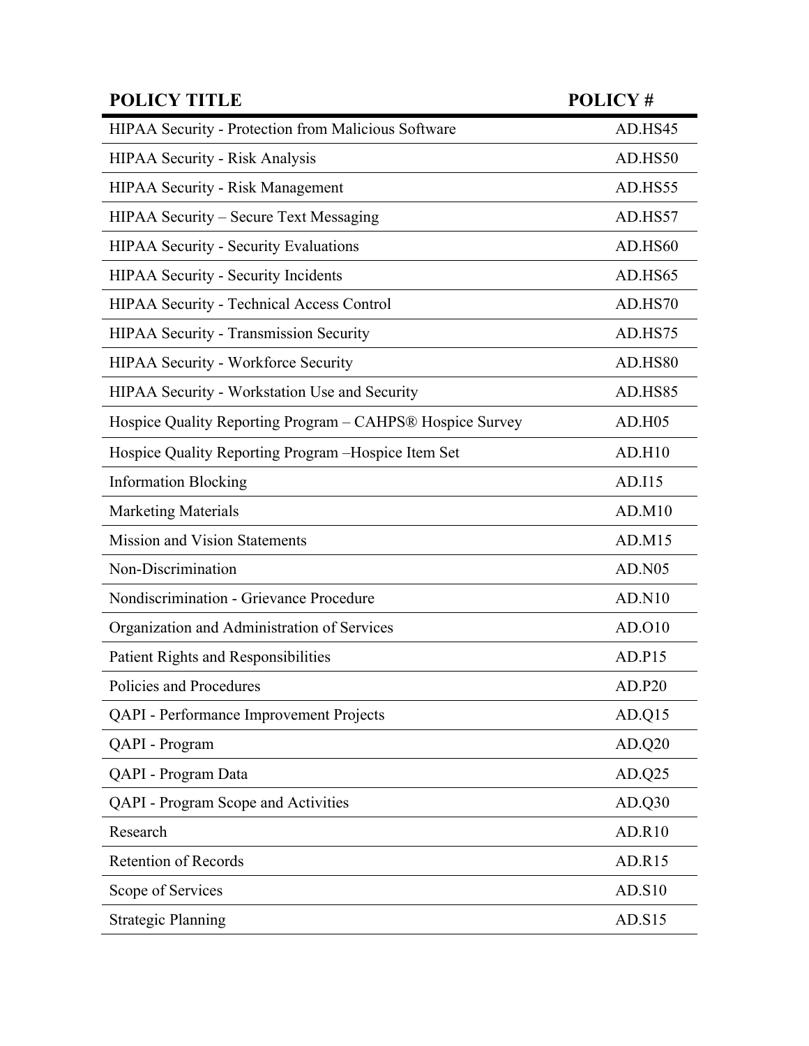| POLICY TITLE | POLICY # |
|---|---|
| HIPAA Security - Protection from Malicious Software | AD.HS45 |
| HIPAA Security - Risk Analysis | AD.HS50 |
| HIPAA Security - Risk Management | AD.HS55 |
| HIPAA Security – Secure Text Messaging | AD.HS57 |
| HIPAA Security - Security Evaluations | AD.HS60 |
| HIPAA Security - Security Incidents | AD.HS65 |
| HIPAA Security - Technical Access Control | AD.HS70 |
| HIPAA Security - Transmission Security | AD.HS75 |
| HIPAA Security - Workforce Security | AD.HS80 |
| HIPAA Security - Workstation Use and Security | AD.HS85 |
| Hospice Quality Reporting Program – CAHPS® Hospice Survey | AD.H05 |
| Hospice Quality Reporting Program –Hospice Item Set | AD.H10 |
| Information Blocking | AD.I15 |
| Marketing Materials | AD.M10 |
| Mission and Vision Statements | AD.M15 |
| Non-Discrimination | AD.N05 |
| Nondiscrimination - Grievance Procedure | AD.N10 |
| Organization and Administration of Services | AD.O10 |
| Patient Rights and Responsibilities | AD.P15 |
| Policies and Procedures | AD.P20 |
| QAPI - Performance Improvement Projects | AD.Q15 |
| QAPI - Program | AD.Q20 |
| QAPI - Program Data | AD.Q25 |
| QAPI - Program Scope and Activities | AD.Q30 |
| Research | AD.R10 |
| Retention of Records | AD.R15 |
| Scope of Services | AD.S10 |
| Strategic Planning | AD.S15 |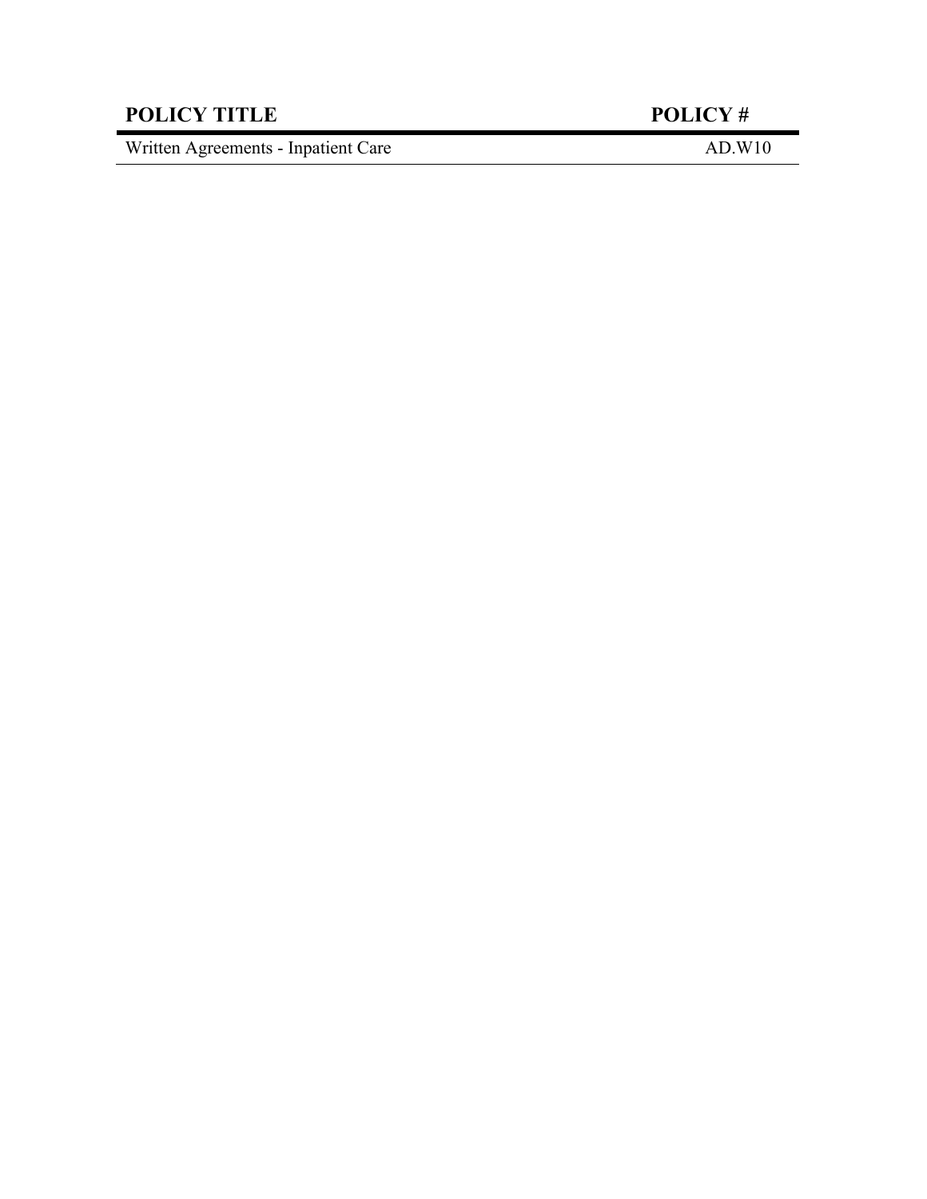| POLICY TITLE | POLICY # |
| --- | --- |
| Written Agreements - Inpatient Care | AD.W10 |